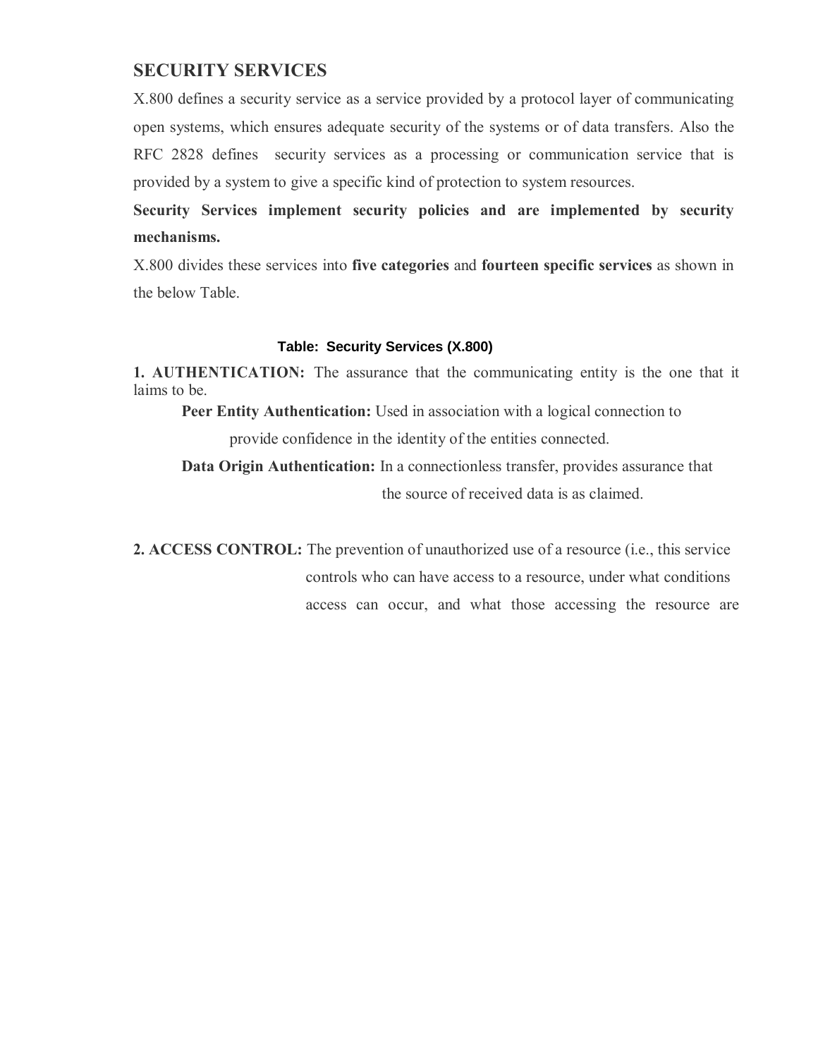## SECURITY SERVICES

X.800 defines a security service as a service provided by a protocol layer of communicating open systems, which ensures adequate security of the systems or of data transfers. Also the RFC 2828 defines security services as a processing or communication service that is provided by a system to give a specific kind of protection to system resources.

**Security Services implement security policies and are implemented by security mechanisms.**

X.800 divides these services into **five categories** and **fourteen specific services** as shown in the below Table.

**Table: Security Services (X.800)**

**1. AUTHENTICATION:** The assurance that the communicating entity is the one that it laims to be.

**Peer Entity Authentication:** Used in association with a logical connection to provide confidence in the identity of the entities connected.

**Data Origin Authentication:** In a connectionless transfer, provides assurance that the source of received data is as claimed.

**2. ACCESS CONTROL:** The prevention of unauthorized use of a resource (i.e., this service controls who can have access to a resource, under what conditions access can occur, and what those accessing the resource are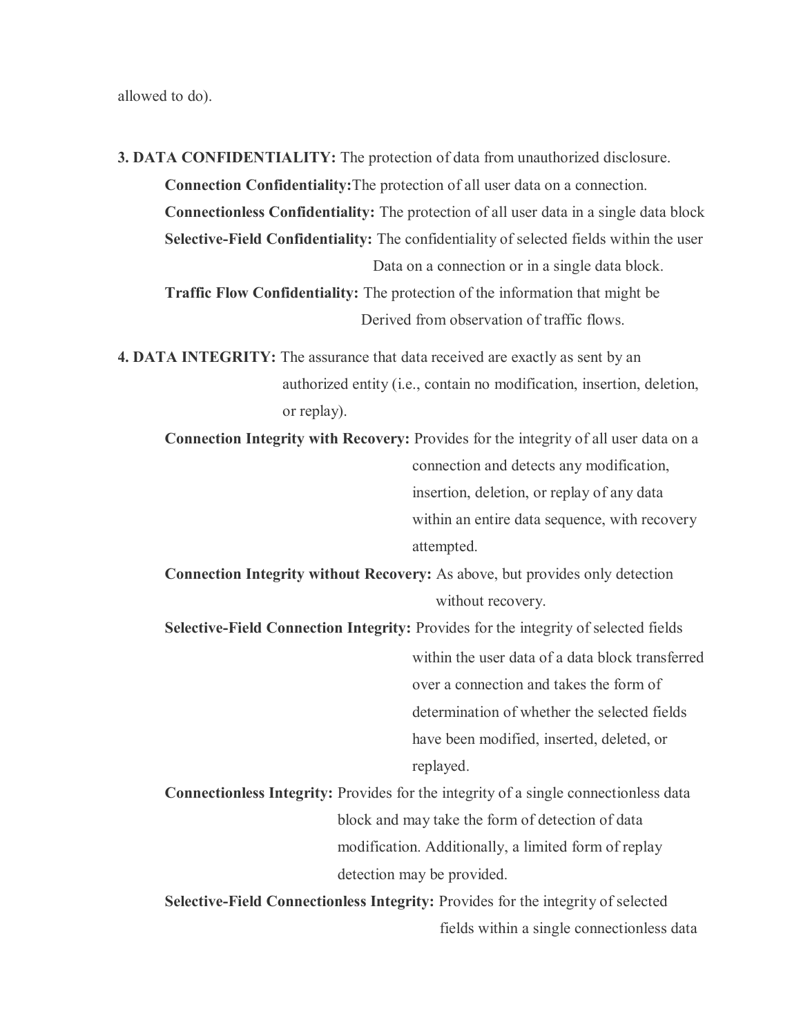allowed to do).

**3. DATA CONFIDENTIALITY:** The protection of data from unauthorized disclosure.

**Connection Confidentiality:**The protection of all user data on a connection.

**Connectionless Confidentiality:** The protection of all user data in a single data block

**Selective-Field Confidentiality:** The confidentiality of selected fields within the user Data on a connection or in a single data block.

**Traffic Flow Confidentiality:** The protection of the information that might be Derived from observation of traffic flows.

**4. DATA INTEGRITY:** The assurance that data received are exactly as sent by an authorized entity (i.e., contain no modification, insertion, deletion, or replay).

**Connection Integrity with Recovery:** Provides for the integrity of all user data on a connection and detects any modification, insertion, deletion, or replay of any data within an entire data sequence, with recovery attempted.

**Connection Integrity without Recovery:** As above, but provides only detection without recovery.

**Selective-Field Connection Integrity:** Provides for the integrity of selected fields within the user data of a data block transferred over a connection and takes the form of determination of whether the selected fields have been modified, inserted, deleted, or replayed.

**Connectionless Integrity:** Provides for the integrity of a single connectionless data block and may take the form of detection of data modification. Additionally, a limited form of replay detection may be provided.

**Selective-Field Connectionless Integrity:** Provides for the integrity of selected fields within a single connectionless data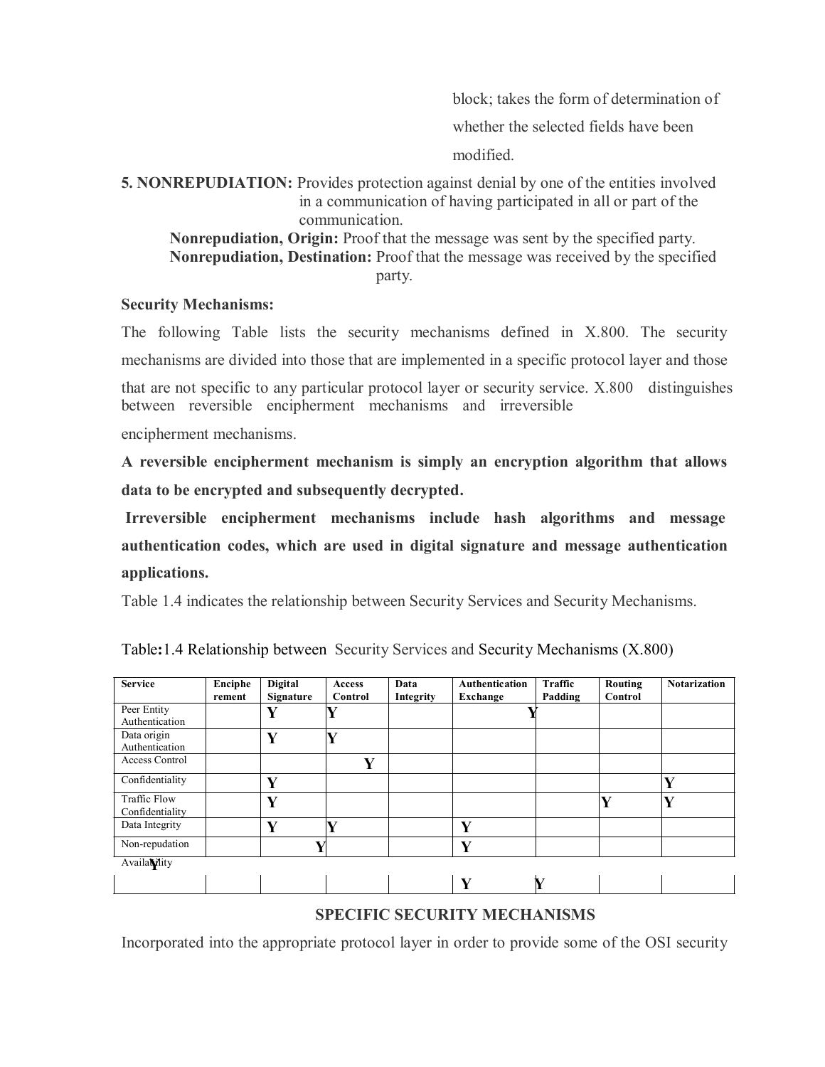block; takes the form of determination of whether the selected fields have been modified.

**5. NONREPUDIATION:** Provides protection against denial by one of the entities involved in a communication of having participated in all or part of the communication.

**Nonrepudiation, Origin:** Proof that the message was sent by the specified party.

**Nonrepudiation, Destination:** Proof that the message was received by the specified party.

**Security Mechanisms:**

The following Table lists the security mechanisms defined in X.800. The security mechanisms are divided into those that are implemented in a specific protocol layer and those that are not specific to any particular protocol layer or security service. X.800 distinguishes between reversible encipherment mechanisms and irreversible encipherment mechanisms.

**A reversible encipherment mechanism is simply an encryption algorithm that allows data to be encrypted and subsequently decrypted.**

**Irreversible encipherment mechanisms include hash algorithms and message authentication codes, which are used in digital signature and message authentication applications.**

Table 1.4 indicates the relationship between Security Services and Security Mechanisms.

Table**:**1.4 Relationship between Security Services and Security Mechanisms (X.800)

| Service | Encipherement | Digital Signature | Access Control | Data Integrity | Authentication Exchange | Traffic Padding | Routing Control | Notarization |
|---|---|---|---|---|---|---|---|---|
| Peer Entity Authentication | | Y | Y | | Y | | | |
| Data origin Authentication | | Y | Y | | | | | |
| Access Control | | | Y | | | | | |
| Confidentiality | | Y | | | | | | Y |
| Traffic Flow Confidentiality | | Y | | | | | Y | Y |
| Data Integrity | | Y | Y | | Y | | | |
| Non-repudation | | Y | | | Y | | | |
| Availability Y | | | | | Y | Y | | |

**SPECIFIC SECURITY MECHANISMS**

Incorporated into the appropriate protocol layer in order to provide some of the OSI security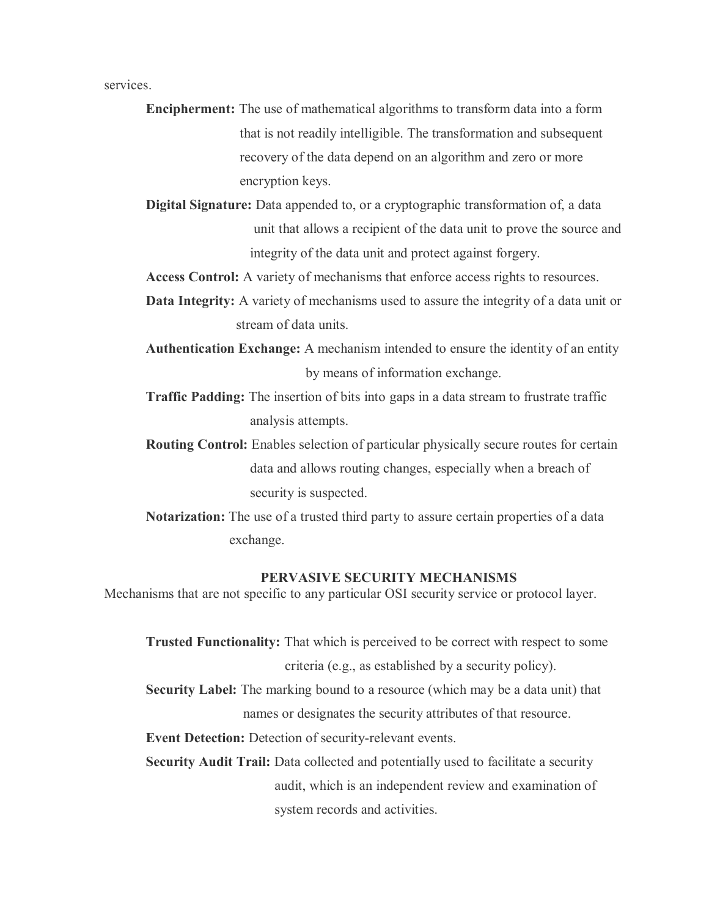services.

**Encipherment:** The use of mathematical algorithms to transform data into a form that is not readily intelligible. The transformation and subsequent recovery of the data depend on an algorithm and zero or more encryption keys.

**Digital Signature:** Data appended to, or a cryptographic transformation of, a data unit that allows a recipient of the data unit to prove the source and integrity of the data unit and protect against forgery.

**Access Control:** A variety of mechanisms that enforce access rights to resources.

**Data Integrity:** A variety of mechanisms used to assure the integrity of a data unit or stream of data units.

**Authentication Exchange:** A mechanism intended to ensure the identity of an entity by means of information exchange.

**Traffic Padding:** The insertion of bits into gaps in a data stream to frustrate traffic analysis attempts.

**Routing Control:** Enables selection of particular physically secure routes for certain data and allows routing changes, especially when a breach of security is suspected.

**Notarization:** The use of a trusted third party to assure certain properties of a data exchange.

## PERVASIVE SECURITY MECHANISMS

Mechanisms that are not specific to any particular OSI security service or protocol layer.

**Trusted Functionality:** That which is perceived to be correct with respect to some criteria (e.g., as established by a security policy).

**Security Label:** The marking bound to a resource (which may be a data unit) that names or designates the security attributes of that resource.

**Event Detection:** Detection of security-relevant events.

**Security Audit Trail:** Data collected and potentially used to facilitate a security audit, which is an independent review and examination of system records and activities.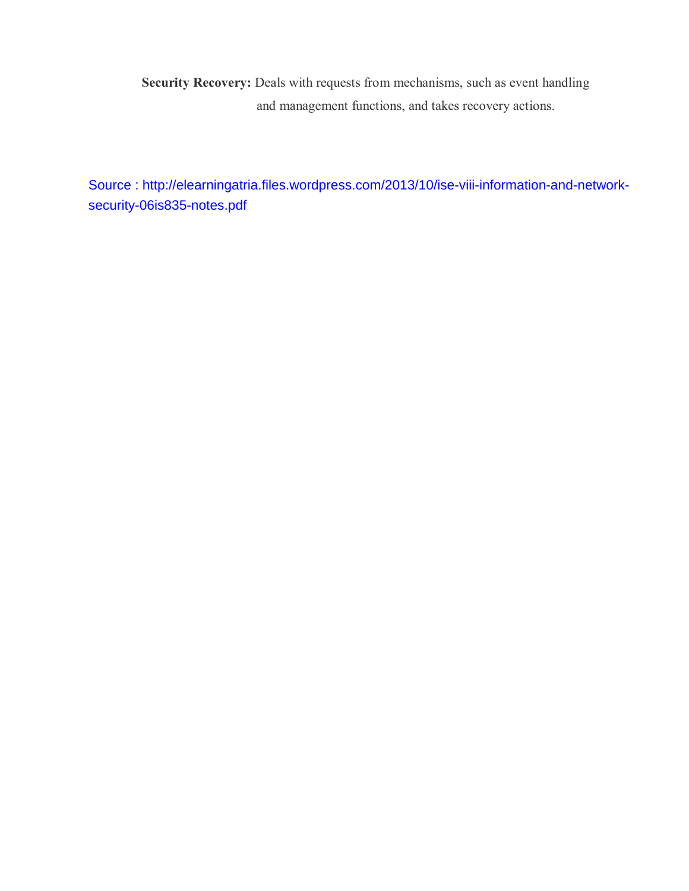**Security Recovery:** Deals with requests from mechanisms, such as event handling and management functions, and takes recovery actions.

Source : http://elearningatria.files.wordpress.com/2013/10/ise-viii-information-and-network-security-06is835-notes.pdf